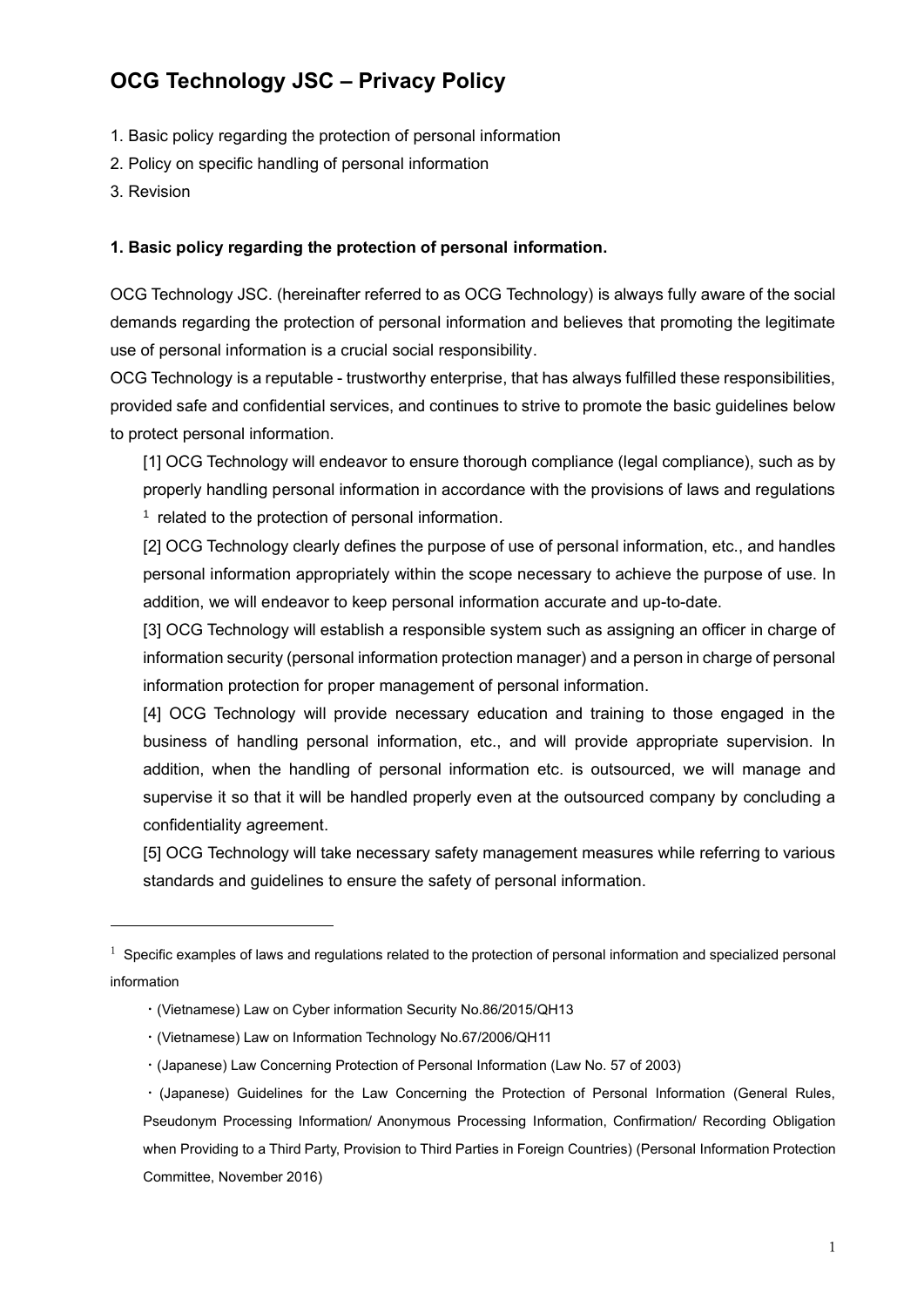# OCG Technology JSC – Privacy Policy

1. Basic policy regarding the protection of personal information
2. Policy on specific handling of personal information
3. Revision

### 1. Basic policy regarding the protection of personal information.

OCG Technology JSC. (hereinafter referred to as OCG Technology) is always fully aware of the social demands regarding the protection of personal information and believes that promoting the legitimate use of personal information is a crucial social responsibility.

OCG Technology is a reputable - trustworthy enterprise, that has always fulfilled these responsibilities, provided safe and confidential services, and continues to strive to promote the basic guidelines below to protect personal information.

[1] OCG Technology will endeavor to ensure thorough compliance (legal compliance), such as by properly handling personal information in accordance with the provisions of laws and regulations [1] related to the protection of personal information.

[2] OCG Technology clearly defines the purpose of use of personal information, etc., and handles personal information appropriately within the scope necessary to achieve the purpose of use. In addition, we will endeavor to keep personal information accurate and up-to-date.

[3] OCG Technology will establish a responsible system such as assigning an officer in charge of information security (personal information protection manager) and a person in charge of personal information protection for proper management of personal information.

[4] OCG Technology will provide necessary education and training to those engaged in the business of handling personal information, etc., and will provide appropriate supervision. In addition, when the handling of personal information etc. is outsourced, we will manage and supervise it so that it will be handled properly even at the outsourced company by concluding a confidentiality agreement.

[5] OCG Technology will take necessary safety management measures while referring to various standards and guidelines to ensure the safety of personal information.

---

[1] Specific examples of laws and regulations related to the protection of personal information and specialized personal information

- (Vietnamese) Law on Cyber information Security No.86/2015/QH13
- (Vietnamese) Law on Information Technology No.67/2006/QH11
- (Japanese) Law Concerning Protection of Personal Information (Law No. 57 of 2003)
- (Japanese) Guidelines for the Law Concerning the Protection of Personal Information (General Rules, Pseudonym Processing Information/ Anonymous Processing Information, Confirmation/ Recording Obligation when Providing to a Third Party, Provision to Third Parties in Foreign Countries) (Personal Information Protection Committee, November 2016)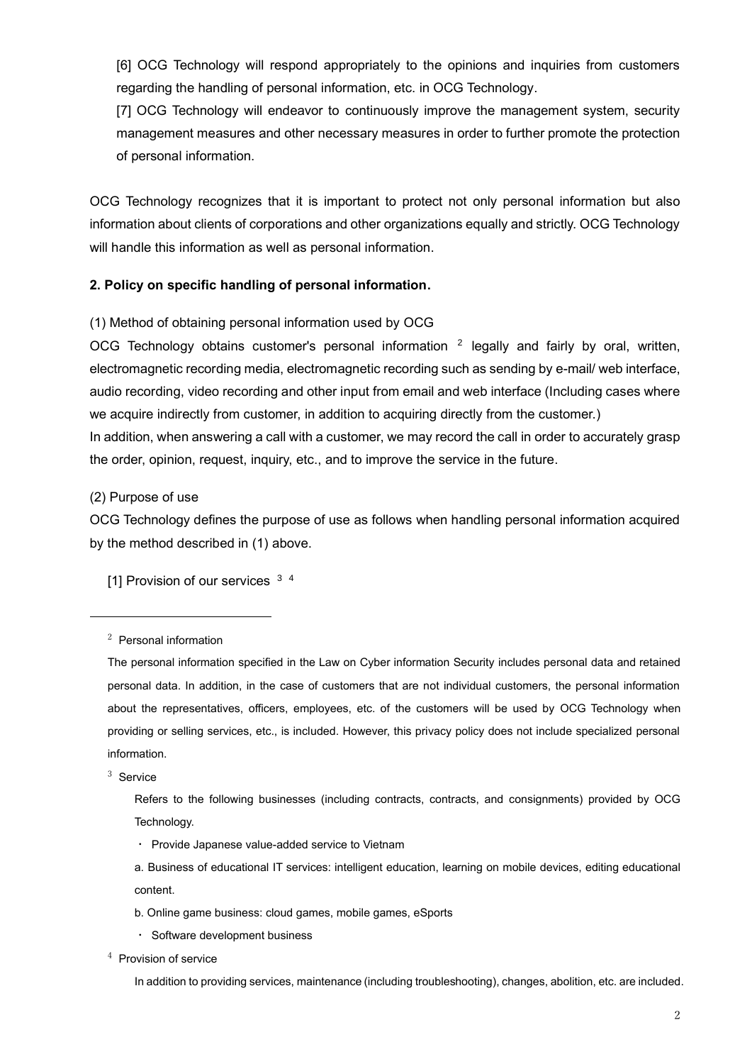[6] OCG Technology will respond appropriately to the opinions and inquiries from customers regarding the handling of personal information, etc. in OCG Technology.

[7] OCG Technology will endeavor to continuously improve the management system, security management measures and other necessary measures in order to further promote the protection of personal information.

OCG Technology recognizes that it is important to protect not only personal information but also information about clients of corporations and other organizations equally and strictly. OCG Technology will handle this information as well as personal information.

**2. Policy on specific handling of personal information.**

(1) Method of obtaining personal information used by OCG

OCG Technology obtains customer's personal information [2] legally and fairly by oral, written, electromagnetic recording media, electromagnetic recording such as sending by e-mail/ web interface, audio recording, video recording and other input from email and web interface (Including cases where we acquire indirectly from customer, in addition to acquiring directly from the customer.)

In addition, when answering a call with a customer, we may record the call in order to accurately grasp the order, opinion, request, inquiry, etc., and to improve the service in the future.

(2) Purpose of use

OCG Technology defines the purpose of use as follows when handling personal information acquired by the method described in (1) above.

[1] Provision of our services [3] [4]

---

[2] Personal information

The personal information specified in the Law on Cyber information Security includes personal data and retained personal data. In addition, in the case of customers that are not individual customers, the personal information about the representatives, officers, employees, etc. of the customers will be used by OCG Technology when providing or selling services, etc., is included. However, this privacy policy does not include specialized personal information.

[3] Service

Refers to the following businesses (including contracts, contracts, and consignments) provided by OCG Technology.

- Provide Japanese value-added service to Vietnam

a. Business of educational IT services: intelligent education, learning on mobile devices, editing educational content.

b. Online game business: cloud games, mobile games, eSports

- Software development business

[4] Provision of service

In addition to providing services, maintenance (including troubleshooting), changes, abolition, etc. are included.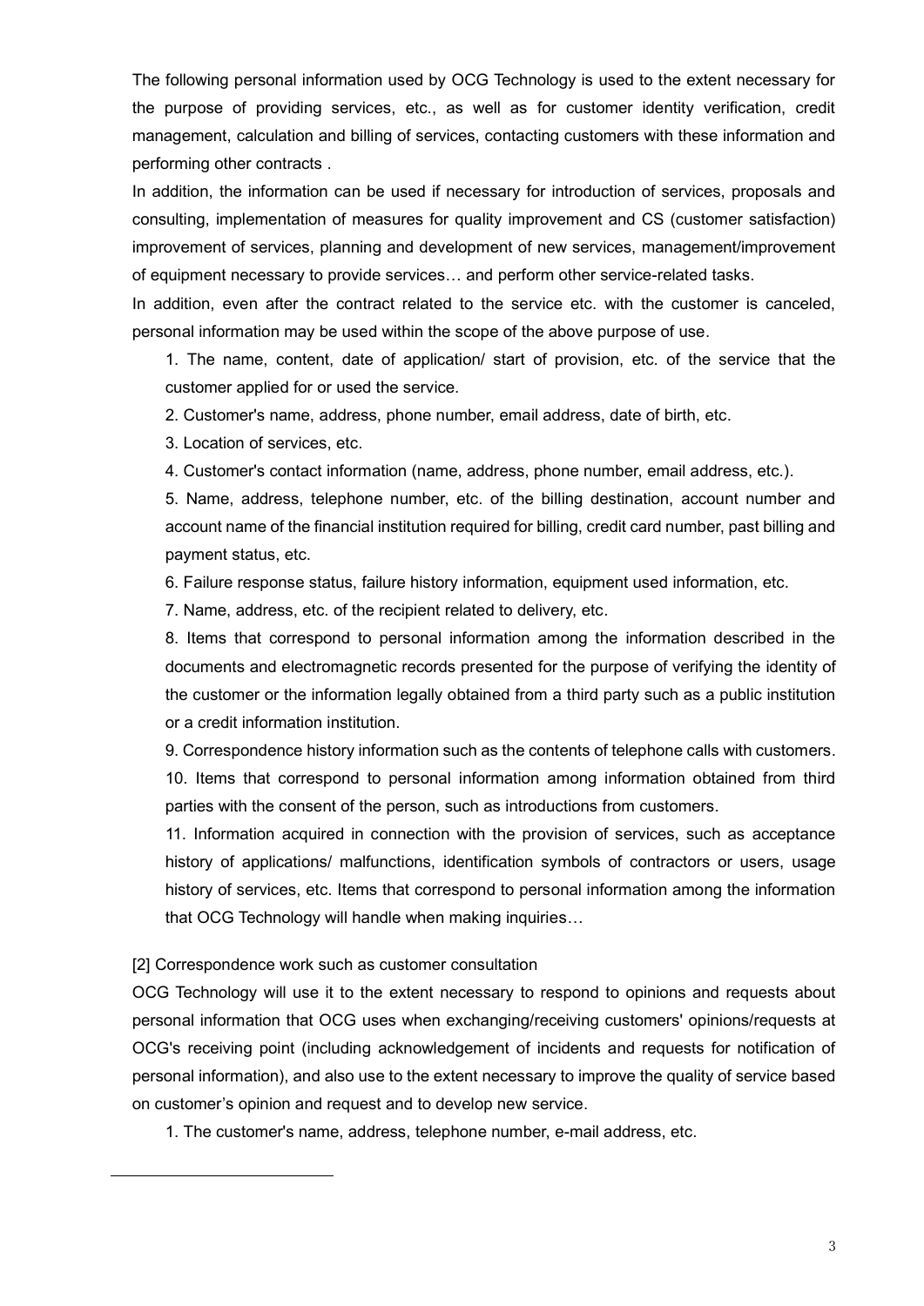The following personal information used by OCG Technology is used to the extent necessary for the purpose of providing services, etc., as well as for customer identity verification, credit management, calculation and billing of services, contacting customers with these information and performing other contracts .

In addition, the information can be used if necessary for introduction of services, proposals and consulting, implementation of measures for quality improvement and CS (customer satisfaction) improvement of services, planning and development of new services, management/improvement of equipment necessary to provide services… and perform other service-related tasks.

In addition, even after the contract related to the service etc. with the customer is canceled, personal information may be used within the scope of the above purpose of use.

1. The name, content, date of application/ start of provision, etc. of the service that the customer applied for or used the service.
2. Customer's name, address, phone number, email address, date of birth, etc.
3. Location of services, etc.
4. Customer's contact information (name, address, phone number, email address, etc.).
5. Name, address, telephone number, etc. of the billing destination, account number and account name of the financial institution required for billing, credit card number, past billing and payment status, etc.
6. Failure response status, failure history information, equipment used information, etc.
7. Name, address, etc. of the recipient related to delivery, etc.
8. Items that correspond to personal information among the information described in the documents and electromagnetic records presented for the purpose of verifying the identity of the customer or the information legally obtained from a third party such as a public institution or a credit information institution.
9. Correspondence history information such as the contents of telephone calls with customers.
10. Items that correspond to personal information among information obtained from third parties with the consent of the person, such as introductions from customers.
11. Information acquired in connection with the provision of services, such as acceptance history of applications/ malfunctions, identification symbols of contractors or users, usage history of services, etc. Items that correspond to personal information among the information that OCG Technology will handle when making inquiries…

[2] Correspondence work such as customer consultation

OCG Technology will use it to the extent necessary to respond to opinions and requests about personal information that OCG uses when exchanging/receiving customers' opinions/requests at OCG's receiving point (including acknowledgement of incidents and requests for notification of personal information), and also use to the extent necessary to improve the quality of service based on customer's opinion and request and to develop new service.

1. The customer's name, address, telephone number, e-mail address, etc.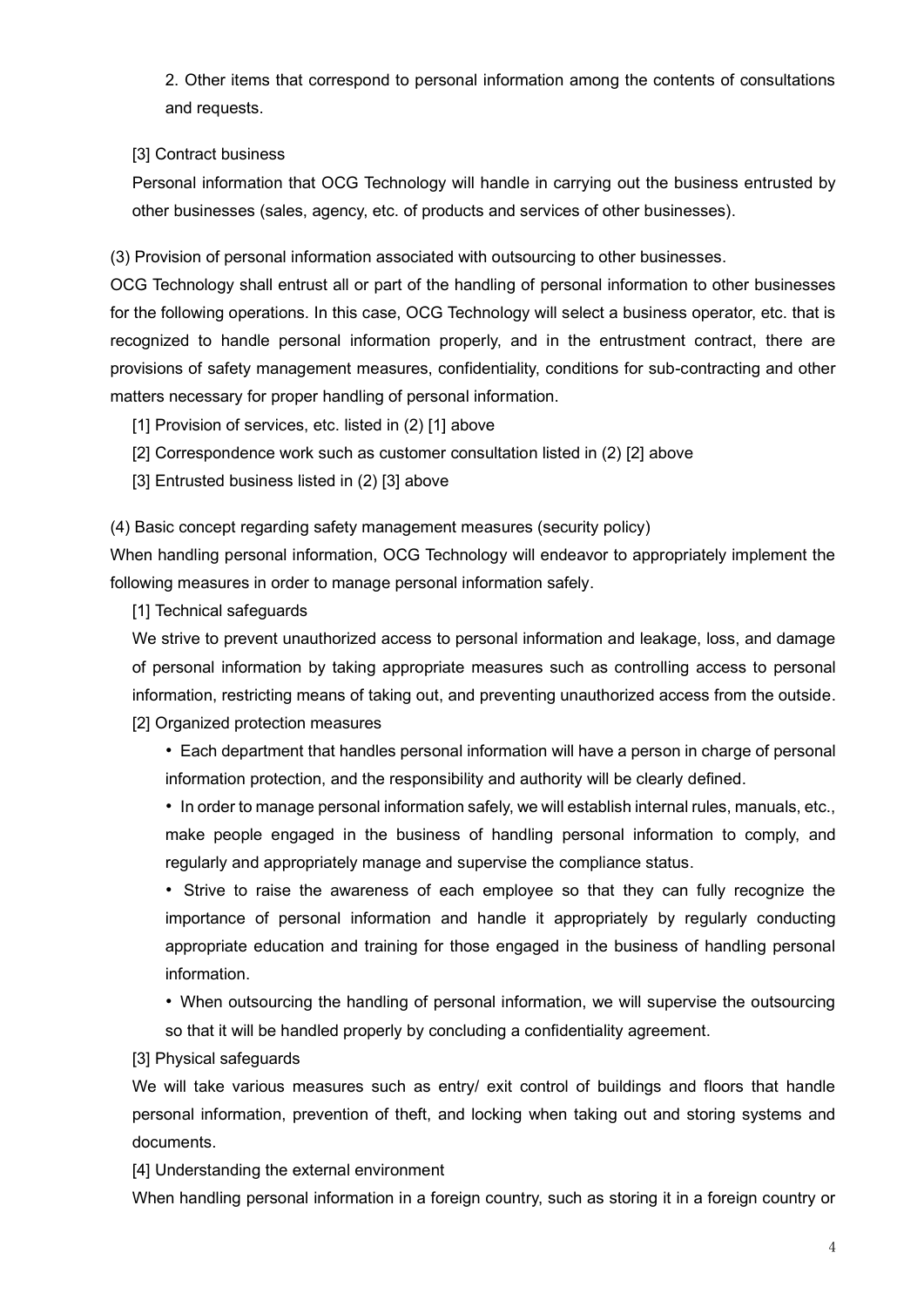2. Other items that correspond to personal information among the contents of consultations and requests.

[3] Contract business

Personal information that OCG Technology will handle in carrying out the business entrusted by other businesses (sales, agency, etc. of products and services of other businesses).

(3) Provision of personal information associated with outsourcing to other businesses.

OCG Technology shall entrust all or part of the handling of personal information to other businesses for the following operations. In this case, OCG Technology will select a business operator, etc. that is recognized to handle personal information properly, and in the entrustment contract, there are provisions of safety management measures, confidentiality, conditions for sub-contracting and other matters necessary for proper handling of personal information.

[1] Provision of services, etc. listed in (2) [1] above

[2] Correspondence work such as customer consultation listed in (2) [2] above

[3] Entrusted business listed in (2) [3] above

(4) Basic concept regarding safety management measures (security policy)

When handling personal information, OCG Technology will endeavor to appropriately implement the following measures in order to manage personal information safely.

[1] Technical safeguards

We strive to prevent unauthorized access to personal information and leakage, loss, and damage of personal information by taking appropriate measures such as controlling access to personal information, restricting means of taking out, and preventing unauthorized access from the outside.

[2] Organized protection measures

- Each department that handles personal information will have a person in charge of personal information protection, and the responsibility and authority will be clearly defined.
- In order to manage personal information safely, we will establish internal rules, manuals, etc., make people engaged in the business of handling personal information to comply, and regularly and appropriately manage and supervise the compliance status.
- Strive to raise the awareness of each employee so that they can fully recognize the importance of personal information and handle it appropriately by regularly conducting appropriate education and training for those engaged in the business of handling personal information.
- When outsourcing the handling of personal information, we will supervise the outsourcing so that it will be handled properly by concluding a confidentiality agreement.

[3] Physical safeguards

We will take various measures such as entry/ exit control of buildings and floors that handle personal information, prevention of theft, and locking when taking out and storing systems and documents.

[4] Understanding the external environment

When handling personal information in a foreign country, such as storing it in a foreign country or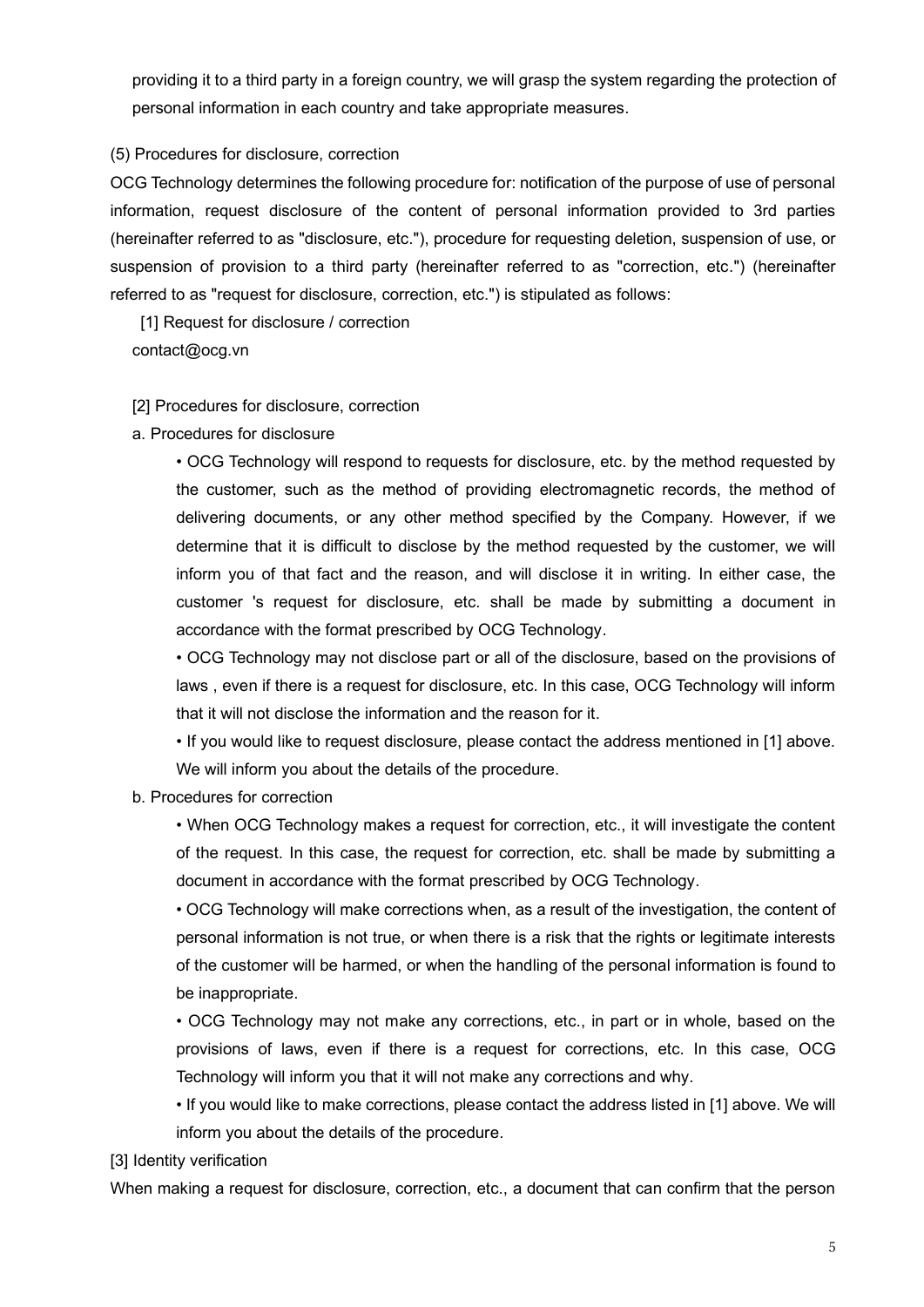providing it to a third party in a foreign country, we will grasp the system regarding the protection of personal information in each country and take appropriate measures.

(5) Procedures for disclosure, correction

OCG Technology determines the following procedure for: notification of the purpose of use of personal information, request disclosure of the content of personal information provided to 3rd parties (hereinafter referred to as "disclosure, etc."), procedure for requesting deletion, suspension of use, or suspension of provision to a third party (hereinafter referred to as "correction, etc.") (hereinafter referred to as "request for disclosure, correction, etc.") is stipulated as follows:

[1] Request for disclosure / correction

contact@ocg.vn

[2] Procedures for disclosure, correction

a. Procedures for disclosure

- OCG Technology will respond to requests for disclosure, etc. by the method requested by the customer, such as the method of providing electromagnetic records, the method of delivering documents, or any other method specified by the Company. However, if we determine that it is difficult to disclose by the method requested by the customer, we will inform you of that fact and the reason, and will disclose it in writing. In either case, the customer 's request for disclosure, etc. shall be made by submitting a document in accordance with the format prescribed by OCG Technology.
- OCG Technology may not disclose part or all of the disclosure, based on the provisions of laws , even if there is a request for disclosure, etc. In this case, OCG Technology will inform that it will not disclose the information and the reason for it.
- If you would like to request disclosure, please contact the address mentioned in [1] above. We will inform you about the details of the procedure.

b. Procedures for correction

- When OCG Technology makes a request for correction, etc., it will investigate the content of the request. In this case, the request for correction, etc. shall be made by submitting a document in accordance with the format prescribed by OCG Technology.
- OCG Technology will make corrections when, as a result of the investigation, the content of personal information is not true, or when there is a risk that the rights or legitimate interests of the customer will be harmed, or when the handling of the personal information is found to be inappropriate.
- OCG Technology may not make any corrections, etc., in part or in whole, based on the provisions of laws, even if there is a request for corrections, etc. In this case, OCG Technology will inform you that it will not make any corrections and why.
- If you would like to make corrections, please contact the address listed in [1] above. We will inform you about the details of the procedure.

[3] Identity verification

When making a request for disclosure, correction, etc., a document that can confirm that the person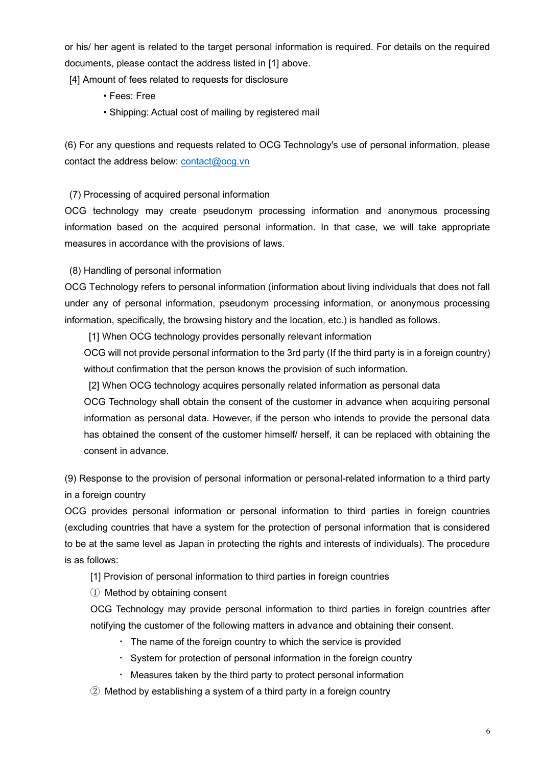or his/ her agent is related to the target personal information is required. For details on the required documents, please contact the address listed in [1] above.

[4] Amount of fees related to requests for disclosure

- Fees: Free
- Shipping: Actual cost of mailing by registered mail

(6) For any questions and requests related to OCG Technology's use of personal information, please contact the address below: contact@ocg.vn

(7) Processing of acquired personal information

OCG technology may create pseudonym processing information and anonymous processing information based on the acquired personal information. In that case, we will take appropriate measures in accordance with the provisions of laws.

(8) Handling of personal information

OCG Technology refers to personal information (information about living individuals that does not fall under any of personal information, pseudonym processing information, or anonymous processing information, specifically, the browsing history and the location, etc.) is handled as follows.

[1] When OCG technology provides personally relevant information

OCG will not provide personal information to the 3rd party (If the third party is in a foreign country) without confirmation that the person knows the provision of such information.

[2] When OCG technology acquires personally related information as personal data

OCG Technology shall obtain the consent of the customer in advance when acquiring personal information as personal data. However, if the person who intends to provide the personal data has obtained the consent of the customer himself/ herself, it can be replaced with obtaining the consent in advance.

(9) Response to the provision of personal information or personal-related information to a third party in a foreign country

OCG provides personal information or personal information to third parties in foreign countries (excluding countries that have a system for the protection of personal information that is considered to be at the same level as Japan in protecting the rights and interests of individuals). The procedure is as follows:

[1] Provision of personal information to third parties in foreign countries

① Method by obtaining consent

OCG Technology may provide personal information to third parties in foreign countries after notifying the customer of the following matters in advance and obtaining their consent.

- The name of the foreign country to which the service is provided
- System for protection of personal information in the foreign country
- Measures taken by the third party to protect personal information

② Method by establishing a system of a third party in a foreign country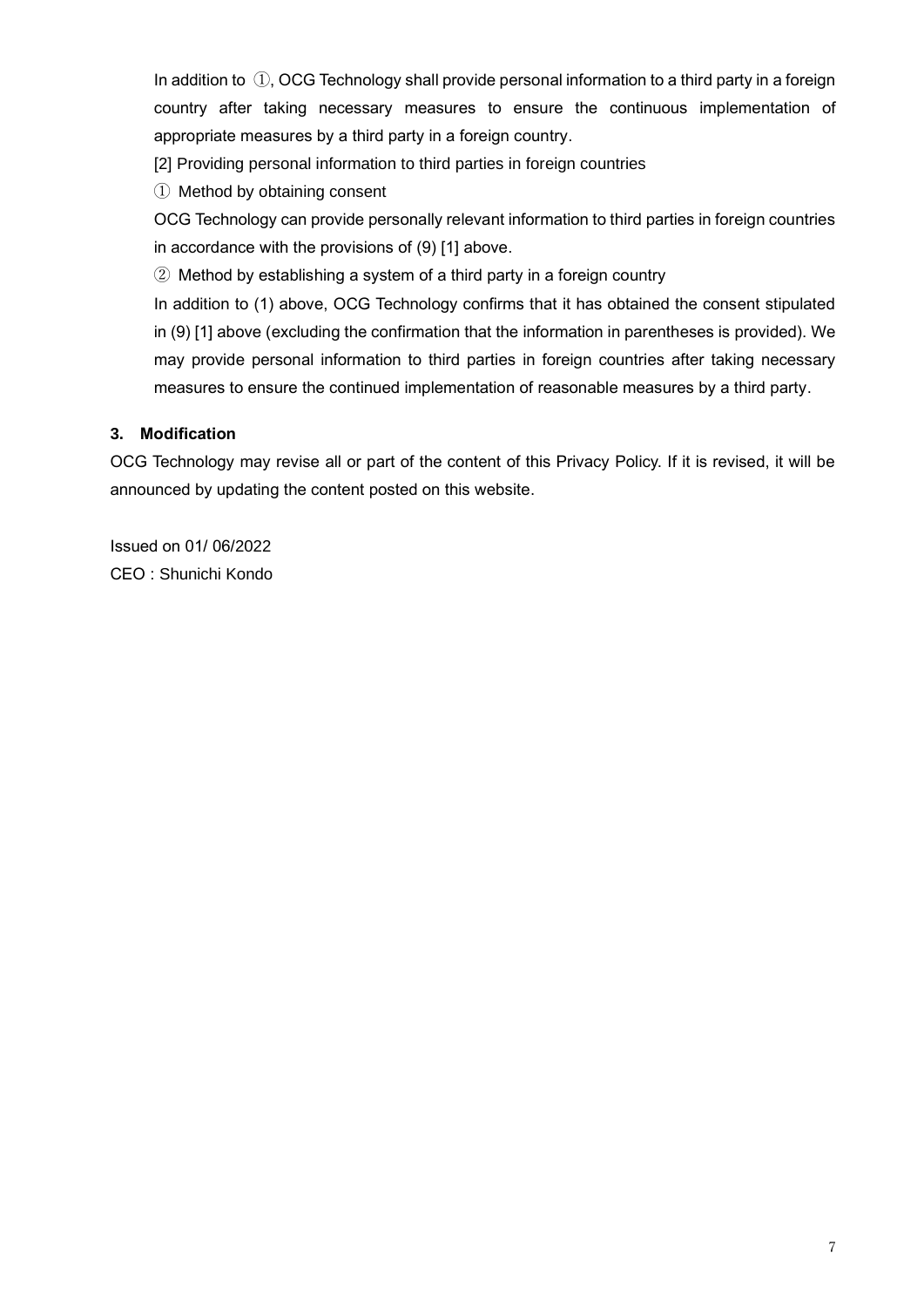In addition to ①, OCG Technology shall provide personal information to a third party in a foreign country after taking necessary measures to ensure the continuous implementation of appropriate measures by a third party in a foreign country.

[2] Providing personal information to third parties in foreign countries

① Method by obtaining consent

OCG Technology can provide personally relevant information to third parties in foreign countries in accordance with the provisions of (9) [1] above.

② Method by establishing a system of a third party in a foreign country

In addition to (1) above, OCG Technology confirms that it has obtained the consent stipulated in (9) [1] above (excluding the confirmation that the information in parentheses is provided). We may provide personal information to third parties in foreign countries after taking necessary measures to ensure the continued implementation of reasonable measures by a third party.

### 3. Modification

OCG Technology may revise all or part of the content of this Privacy Policy. If it is revised, it will be announced by updating the content posted on this website.

Issued on 01/ 06/2022

CEO : Shunichi Kondo